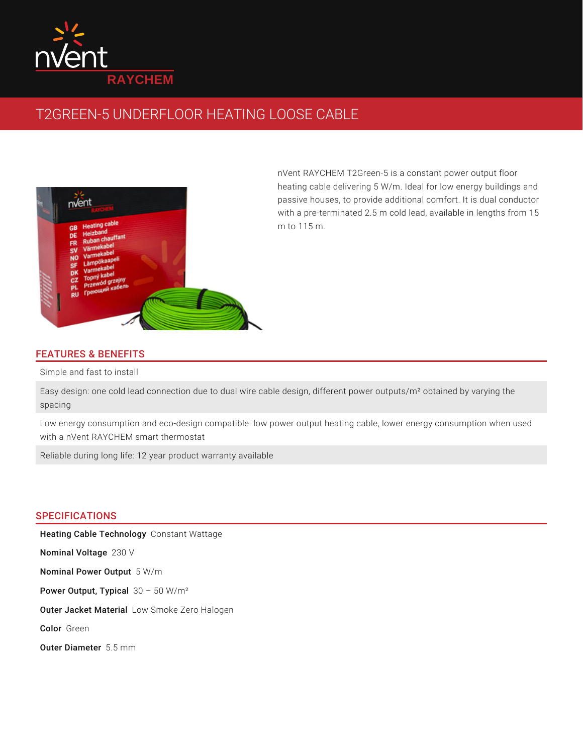# T2GREEN-5 UNDERFLOOR HEATING LOOSE CABLE

nVent RAYCHEM T2Green-5 is a constant power output floor heating cable delivering 5 W/m. Ideal for low energy buildings and passive houses, to provide additional comfort. It is dual conductor with a pre-terminated 2.5 m cold lead, available in lengths from 15 m to 115 m.

## FEATURES & BENEFITS

Simple and fast to install

Easy design: one cold lead connection due to dual wire cable design, different power outputs/m² obtained by varying the spacing

Low energy consumption and eco-design compatible: low power output heating cable, lower energy consumption when used with a nVent RAYCHEM smart thermostat

Reliable during long life: 12 year product warranty available

## SPECIFICATIONS

**Heating Cable Technology** Constant Wattage

**Nominal Voltage** 230 V

**Nominal Power Output** 5 W/m

**Power Output, Typical** 30 – 50 W/m²

**Outer Jacket Material** Low Smoke Zero Halogen

**Color** Green

**Outer Diameter** 5.5 mm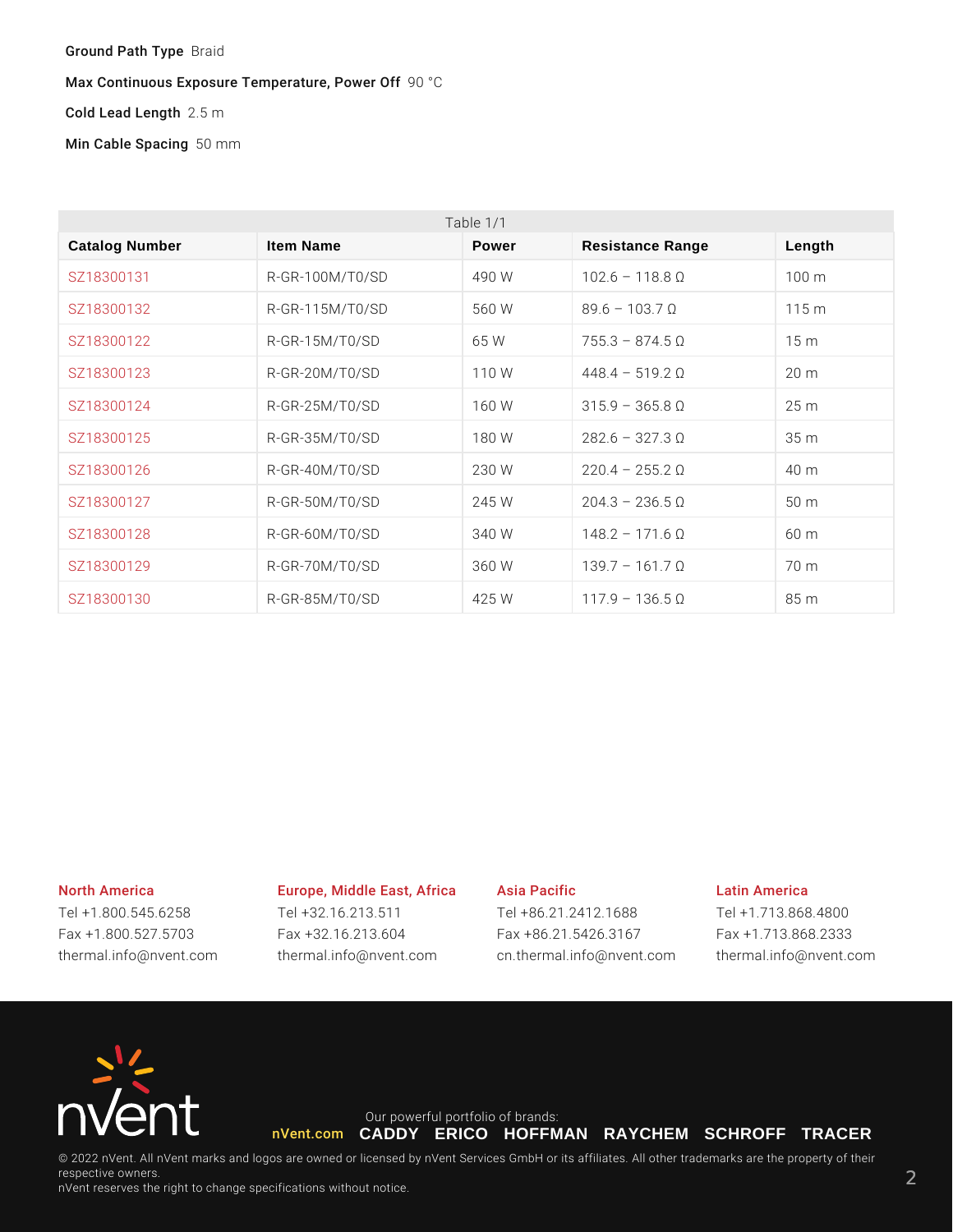**Ground Path Type** Braid

**Max Continuous Exposure Temperature, Power Off** 90 °C

**Cold Lead Length** 2.5 m

**Min Cable Spacing** 50 mm

Table 1/1

| Catalog Number | Item Name | Power | Resistance Range | Length |
|---|---|---|---|---|
| SZ18300131 | R-GR-100M/T0/SD | 490 W | 102.6 – 118.8 Ω | 100 m |
| SZ18300132 | R-GR-115M/T0/SD | 560 W | 89.6 – 103.7 Ω | 115 m |
| SZ18300122 | R-GR-15M/T0/SD | 65 W | 755.3 – 874.5 Ω | 15 m |
| SZ18300123 | R-GR-20M/T0/SD | 110 W | 448.4 – 519.2 Ω | 20 m |
| SZ18300124 | R-GR-25M/T0/SD | 160 W | 315.9 – 365.8 Ω | 25 m |
| SZ18300125 | R-GR-35M/T0/SD | 180 W | 282.6 – 327.3 Ω | 35 m |
| SZ18300126 | R-GR-40M/T0/SD | 230 W | 220.4 – 255.2 Ω | 40 m |
| SZ18300127 | R-GR-50M/T0/SD | 245 W | 204.3 – 236.5 Ω | 50 m |
| SZ18300128 | R-GR-60M/T0/SD | 340 W | 148.2 – 171.6 Ω | 60 m |
| SZ18300129 | R-GR-70M/T0/SD | 360 W | 139.7 – 161.7 Ω | 70 m |
| SZ18300130 | R-GR-85M/T0/SD | 425 W | 117.9 – 136.5 Ω | 85 m |

**North America**
Tel +1.800.545.6258
Fax +1.800.527.5703
thermal.info@nvent.com

**Europe, Middle East, Africa**
Tel +32.16.213.511
Fax +32.16.213.604
thermal.info@nvent.com

**Asia Pacific**
Tel +86.21.2412.1688
Fax +86.21.5426.3167
cn.thermal.info@nvent.com

**Latin America**
Tel +1.713.868.4800
Fax +1.713.868.2333
thermal.info@nvent.com

nVent

Our powerful portfolio of brands:
**nVent.com** **CADDY** **ERICO** **HOFFMAN** **RAYCHEM** **SCHROFF** **TRACER**

© 2022 nVent. All nVent marks and logos are owned or licensed by nVent Services GmbH or its affiliates. All other trademarks are the property of their respective owners.
nVent reserves the right to change specifications without notice.